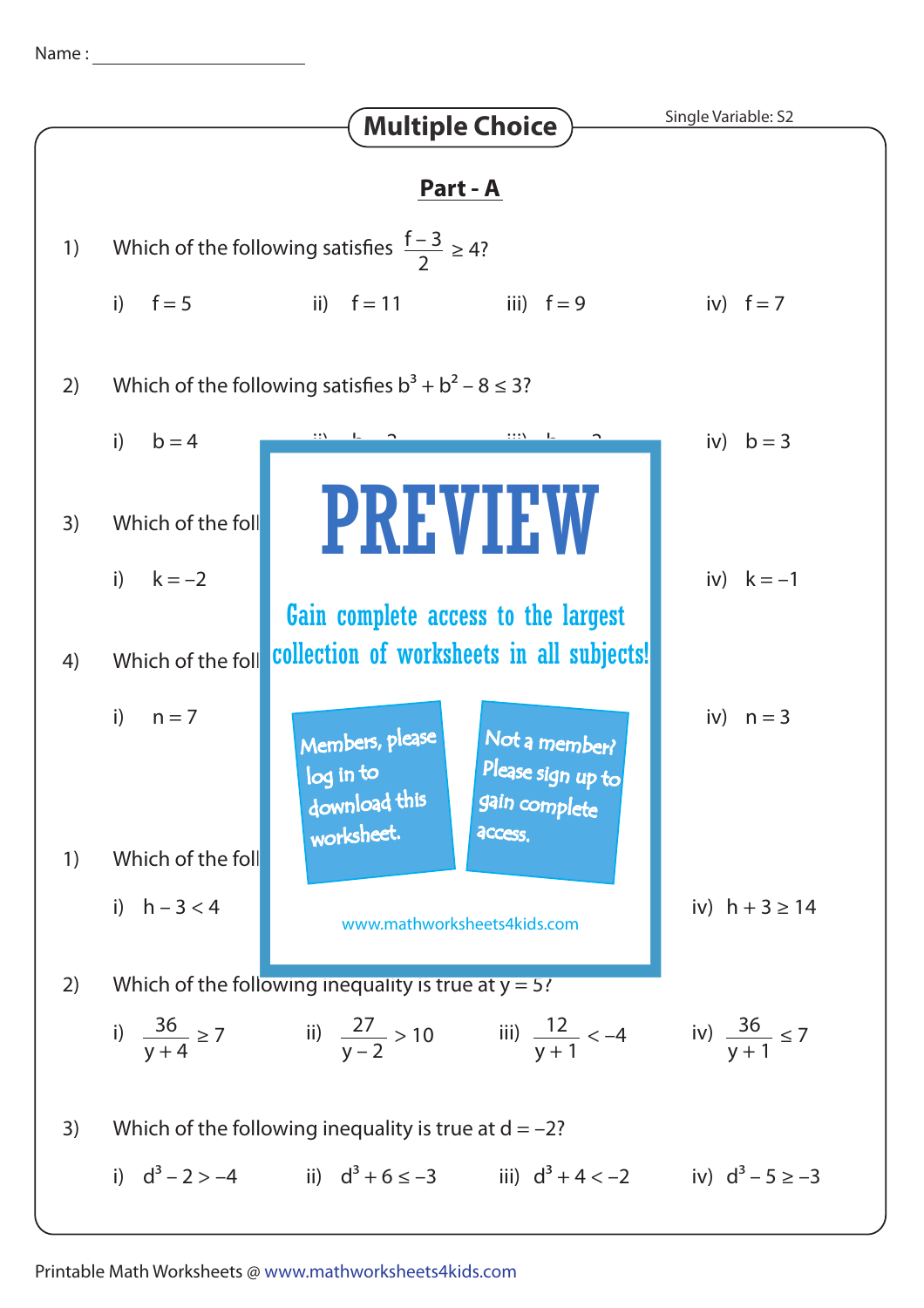Name : ____________________

## Multiple Choice

Single Variable: S2

### Part - A

1) Which of the following satisfies $\frac{f-3}{2} \geq 4$?

   i) $f = 5$  ii) $f = 11$  iii) $f = 9$  iv) $f = 7$

2) Which of the following satisfies $b^3 + b^2 - 8 \leq 3$?

   i) $b = 4$  iv) $b = 3$

3) Which of the foll

   i) $k = -2$  iv) $k = -1$

4) Which of the foll

   i) $n = 7$  iv) $n = 3$

**PREVIEW**

Gain complete access to the largest collection of worksheets in all subjects!

Members, please log in to download this worksheet.

Not a member? Please sign up to gain complete access.

www.mathworksheets4kids.com

1) Which of the foll

   i) $h - 3 < 4$  iv) $h + 3 \geq 14$

2) Which of the following inequality is true at $y = 5$?

   i) $\frac{36}{y+4} \geq 7$  ii) $\frac{27}{y-2} > 10$  iii) $\frac{12}{y+1} < -4$  iv) $\frac{36}{y+1} \leq 7$

3) Which of the following inequality is true at $d = -2$?

   i) $d^3 - 2 > -4$  ii) $d^3 + 6 \leq -3$  iii) $d^3 + 4 < -2$  iv) $d^3 - 5 \geq -3$

Printable Math Worksheets @ www.mathworksheets4kids.com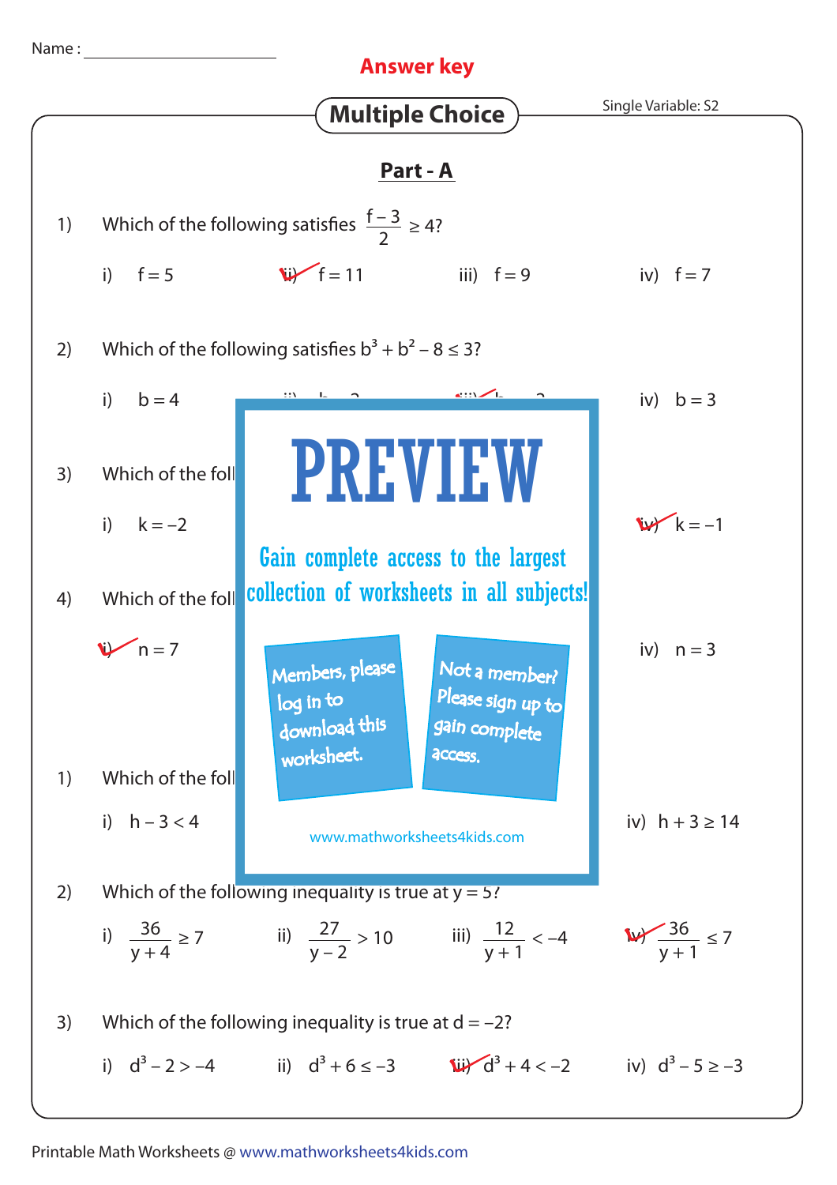Name : ____________________

**Answer key**

## Multiple Choice

Single Variable: S2

### Part - A

1) Which of the following satisfies $\frac{f-3}{2} \geq 4$?

i) $f = 5$ ✓ii) $f = 11$ iii) $f = 9$ iv) $f = 7$

2) Which of the following satisfies $b^3 + b^2 - 8 \leq 3$?

i) $b = 4$ ii) ... ✓iii) ... iv) $b = 3$

3) Which of the foll...

i) $k = -2$ ✓iv) $k = -1$

4) Which of the foll...

✓i) $n = 7$ iv) $n = 3$

**PREVIEW**

Gain complete access to the largest collection of worksheets in all subjects!

Members, please log in to download this worksheet.

Not a member? Please sign up to gain complete access.

www.mathworksheets4kids.com

1) Which of the foll...

i) $h - 3 < 4$ iv) $h + 3 \geq 14$

2) Which of the following inequality is true at $y = 5$?

i) $\frac{36}{y+4} \geq 7$ ii) $\frac{27}{y-2} > 10$ iii) $\frac{12}{y+1} < -4$ ✓iv) $\frac{36}{y+1} \leq 7$

3) Which of the following inequality is true at $d = -2$?

i) $d^3 - 2 > -4$ ii) $d^3 + 6 \leq -3$ ✓iii) $d^3 + 4 < -2$ iv) $d^3 - 5 \geq -3$

Printable Math Worksheets @ www.mathworksheets4kids.com